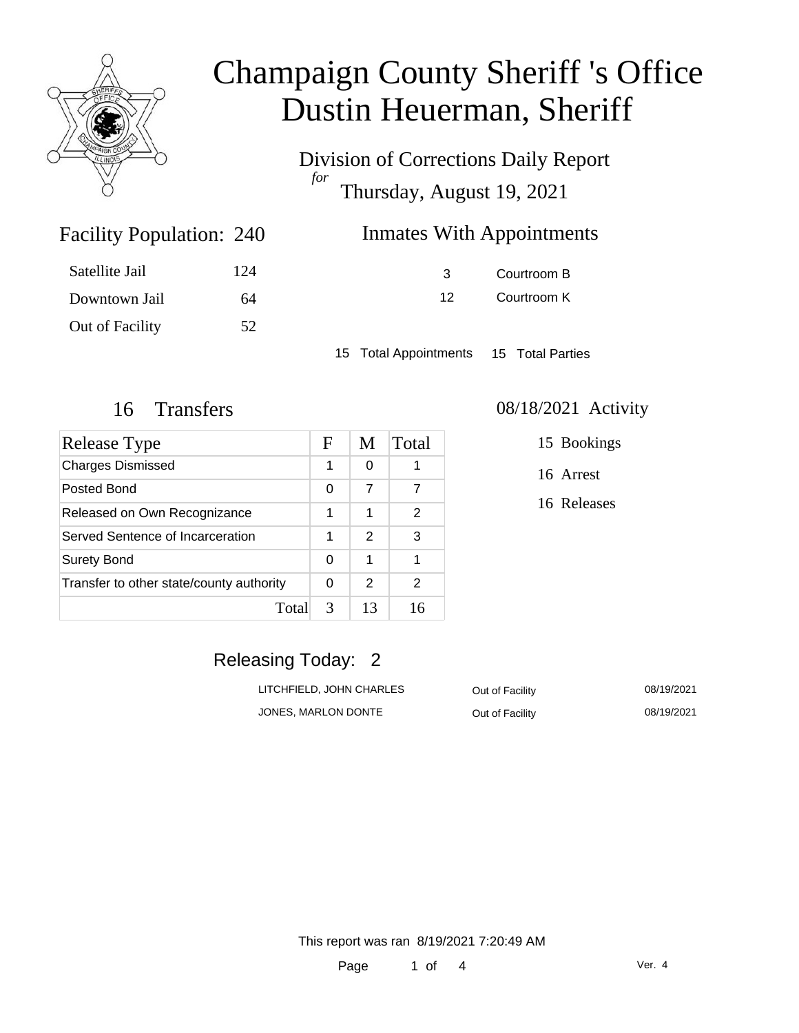# Champaign County Sheriff 's Office
# Dustin Heuerman, Sheriff

Division of Corrections Daily Report
*for*
Thursday, August 19, 2021

## Facility Population: 240

| | |
|---|---|
| Satellite Jail | 124 |
| Downtown Jail | 64 |
| Out of Facility | 52 |

## Inmates With Appointments

| | |
|---|---|
| 3 | Courtroom B |
| 12 | Courtroom K |

15 Total Appointments 15 Total Parties

## 16 Transfers

| Release Type | F | M | Total |
|---|---|---|---|
| Charges Dismissed | 1 | 0 | 1 |
| Posted Bond | 0 | 7 | 7 |
| Released on Own Recognizance | 1 | 1 | 2 |
| Served Sentence of Incarceration | 1 | 2 | 3 |
| Surety Bond | 0 | 1 | 1 |
| Transfer to other state/county authority | 0 | 2 | 2 |
| Total | 3 | 13 | 16 |

## 08/18/2021 Activity

15 Bookings

16 Arrest

16 Releases

## Releasing Today: 2

| | | |
|---|---|---|
| LITCHFIELD, JOHN CHARLES | Out of Facility | 08/19/2021 |
| JONES, MARLON DONTE | Out of Facility | 08/19/2021 |

This report was ran 8/19/2021 7:20:49 AM

Ver. 4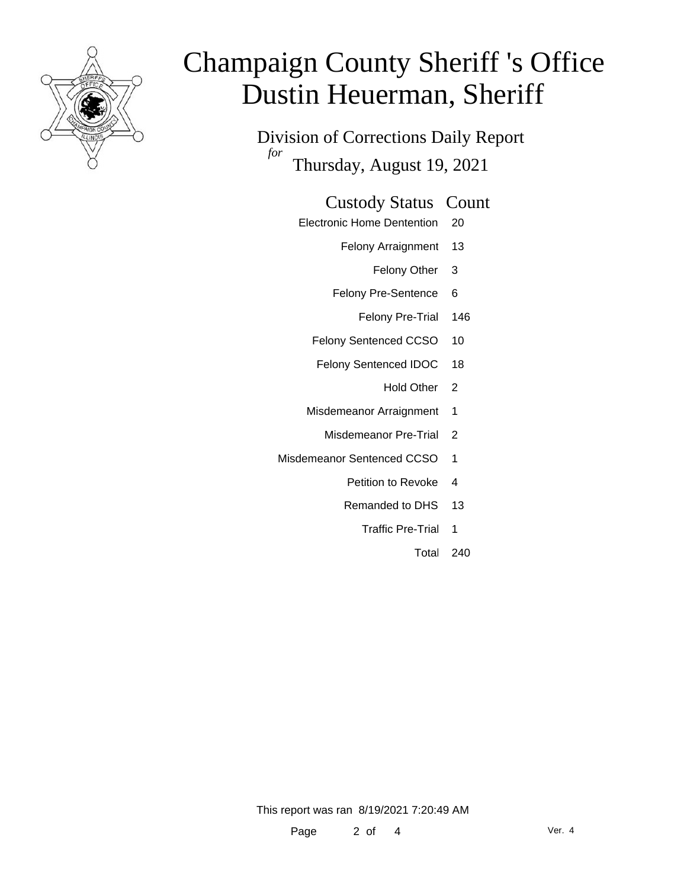# Champaign County Sheriff 's Office
# Dustin Heuerman, Sheriff

## Division of Corrections Daily Report
*for*
## Thursday, August 19, 2021

| Custody Status | Count |
|---|---|
| Electronic Home Dentention | 20 |
| Felony Arraignment | 13 |
| Felony Other | 3 |
| Felony Pre-Sentence | 6 |
| Felony Pre-Trial | 146 |
| Felony Sentenced CCSO | 10 |
| Felony Sentenced IDOC | 18 |
| Hold Other | 2 |
| Misdemeanor Arraignment | 1 |
| Misdemeanor Pre-Trial | 2 |
| Misdemeanor Sentenced CCSO | 1 |
| Petition to Revoke | 4 |
| Remanded to DHS | 13 |
| Traffic Pre-Trial | 1 |
| Total | 240 |

This report was ran 8/19/2021 7:20:49 AM

Ver. 4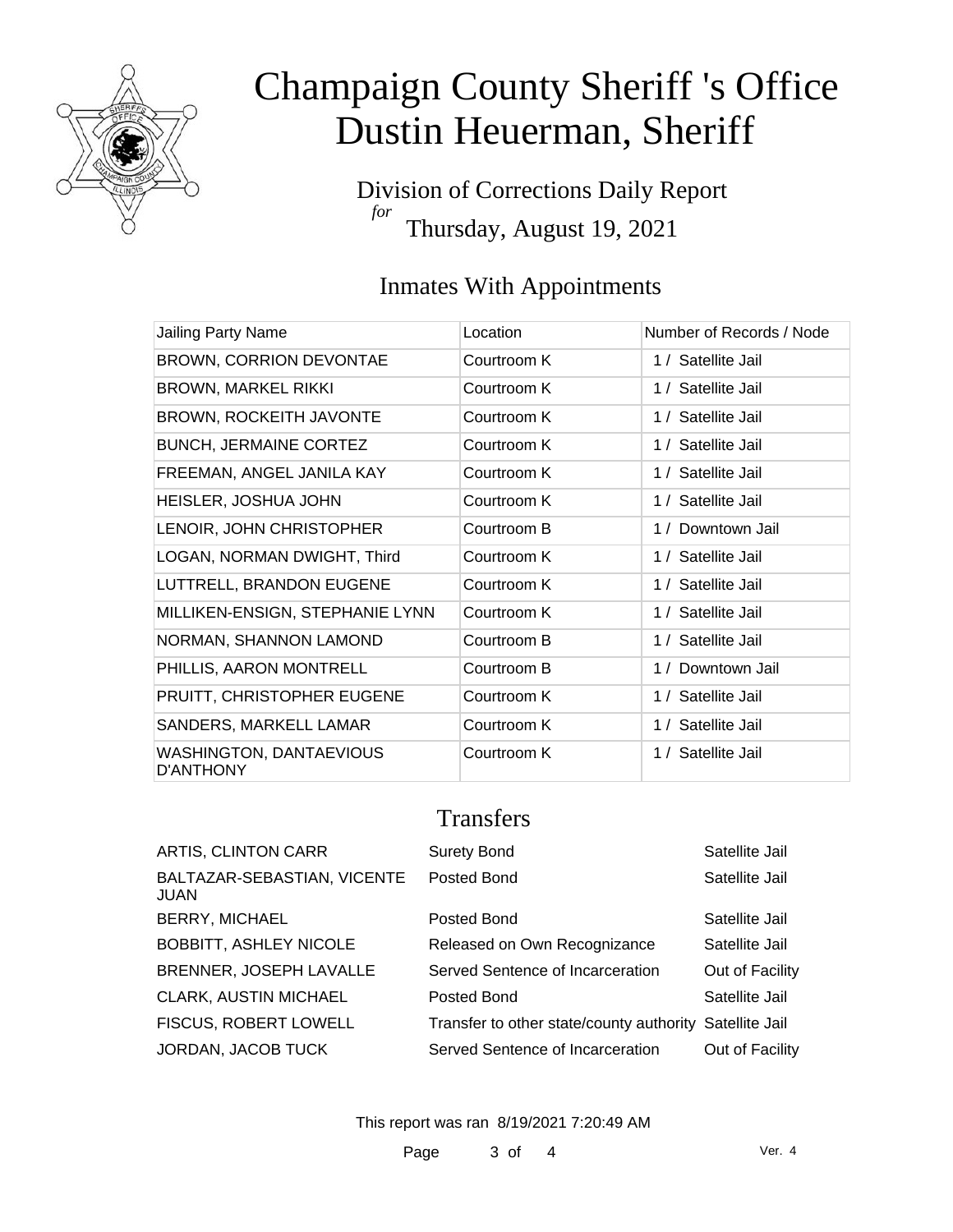# Champaign County Sheriff 's Office
# Dustin Heuerman, Sheriff

Division of Corrections Daily Report
*for*
Thursday, August 19, 2021

## Inmates With Appointments

| Jailing Party Name | Location | Number of Records / Node |
|---|---|---|
| BROWN, CORRION DEVONTAE | Courtroom K | 1 / Satellite Jail |
| BROWN, MARKEL RIKKI | Courtroom K | 1 / Satellite Jail |
| BROWN, ROCKEITH JAVONTE | Courtroom K | 1 / Satellite Jail |
| BUNCH, JERMAINE CORTEZ | Courtroom K | 1 / Satellite Jail |
| FREEMAN, ANGEL JANILA KAY | Courtroom K | 1 / Satellite Jail |
| HEISLER, JOSHUA JOHN | Courtroom K | 1 / Satellite Jail |
| LENOIR, JOHN CHRISTOPHER | Courtroom B | 1 / Downtown Jail |
| LOGAN, NORMAN DWIGHT, Third | Courtroom K | 1 / Satellite Jail |
| LUTTRELL, BRANDON EUGENE | Courtroom K | 1 / Satellite Jail |
| MILLIKEN-ENSIGN, STEPHANIE LYNN | Courtroom K | 1 / Satellite Jail |
| NORMAN, SHANNON LAMOND | Courtroom B | 1 / Satellite Jail |
| PHILLIS, AARON MONTRELL | Courtroom B | 1 / Downtown Jail |
| PRUITT, CHRISTOPHER EUGENE | Courtroom K | 1 / Satellite Jail |
| SANDERS, MARKELL LAMAR | Courtroom K | 1 / Satellite Jail |
| WASHINGTON, DANTAEVIOUS D'ANTHONY | Courtroom K | 1 / Satellite Jail |

## Transfers

| | | |
|---|---|---|
| ARTIS, CLINTON CARR | Surety Bond | Satellite Jail |
| BALTAZAR-SEBASTIAN, VICENTE JUAN | Posted Bond | Satellite Jail |
| BERRY, MICHAEL | Posted Bond | Satellite Jail |
| BOBBITT, ASHLEY NICOLE | Released on Own Recognizance | Satellite Jail |
| BRENNER, JOSEPH LAVALLE | Served Sentence of Incarceration | Out of Facility |
| CLARK, AUSTIN MICHAEL | Posted Bond | Satellite Jail |
| FISCUS, ROBERT LOWELL | Transfer to other state/county authority | Satellite Jail |
| JORDAN, JACOB TUCK | Served Sentence of Incarceration | Out of Facility |

This report was ran 8/19/2021 7:20:49 AM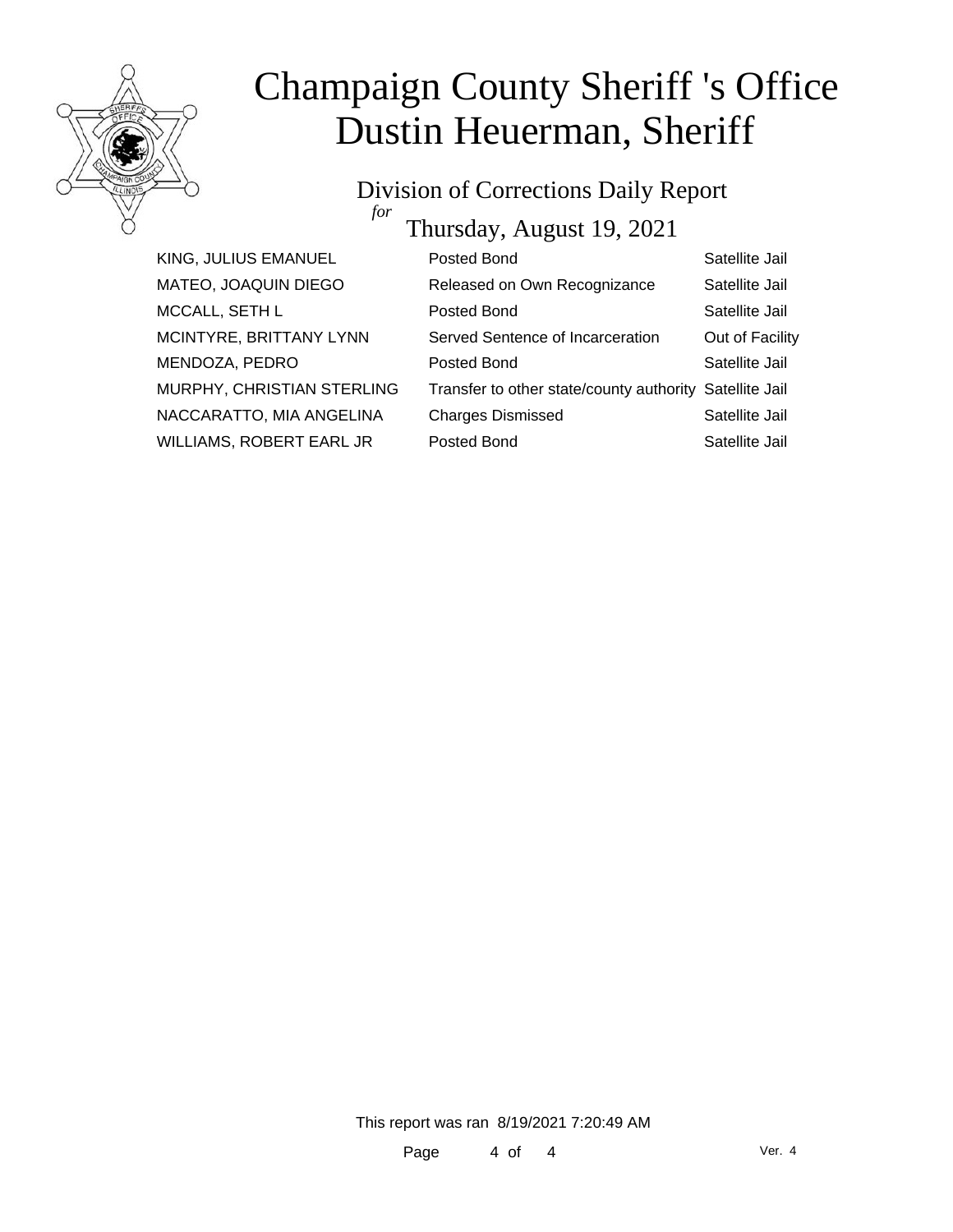# Champaign County Sheriff 's Office
# Dustin Heuerman, Sheriff

## Division of Corrections Daily Report
*for*
## Thursday, August 19, 2021

| | | |
|---|---|---|
| KING, JULIUS EMANUEL | Posted Bond | Satellite Jail |
| MATEO, JOAQUIN DIEGO | Released on Own Recognizance | Satellite Jail |
| MCCALL, SETH L | Posted Bond | Satellite Jail |
| MCINTYRE, BRITTANY LYNN | Served Sentence of Incarceration | Out of Facility |
| MENDOZA, PEDRO | Posted Bond | Satellite Jail |
| MURPHY, CHRISTIAN STERLING | Transfer to other state/county authority | Satellite Jail |
| NACCARATTO, MIA ANGELINA | Charges Dismissed | Satellite Jail |
| WILLIAMS, ROBERT EARL JR | Posted Bond | Satellite Jail |

This report was ran 8/19/2021 7:20:49 AM

Ver. 4